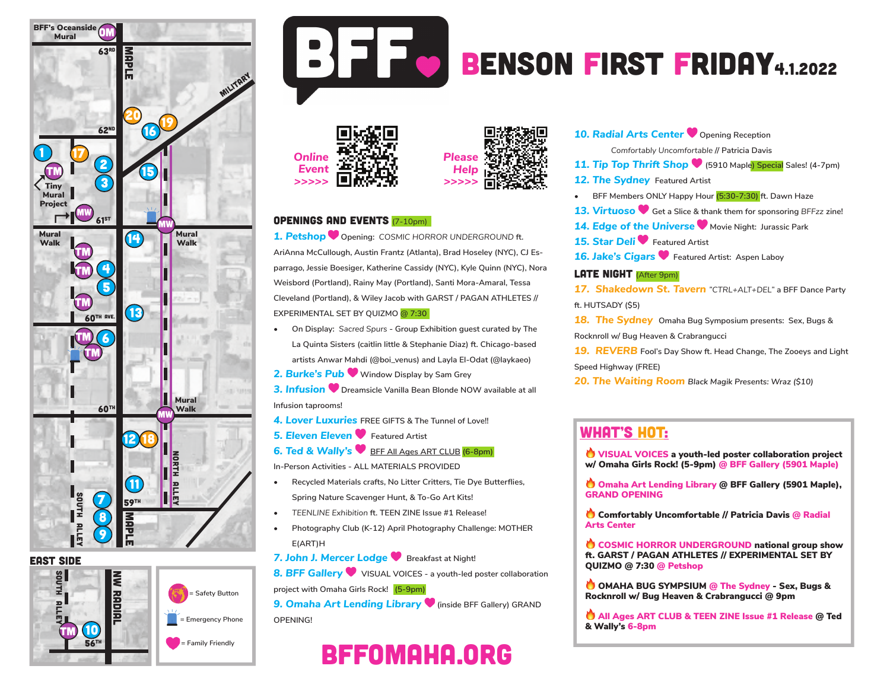# BFF — BENSON FIRST FRIDAY 4.1.2022

Online Event >>>>>

Please Help >>>>>

## OPENINGS AND EVENTS (7-10pm)

**1. Petshop** ♥ Opening: *COSMIC HORROR UNDERGROUND* ft. AriAnna McCullough, Austin Frantz (Atlanta), Brad Hoseley (NYC), CJ Esparrago, Jessie Boesiger, Katherine Cassidy (NYC), Kyle Quinn (NYC), Nora Weisbord (Portland), Rainy May (Portland), Santi Mora-Amaral, Tessa Cleveland (Portland), & Wiley Jacob with GARST / PAGAN ATHLETES // EXPERIMENTAL SET BY QUIZMO @ 7:30

- On Display: *Sacred Spurs* - Group Exhibition guest curated by The La Quinta Sisters (caitlin little & Stephanie Diaz) ft. Chicago-based artists Anwar Mahdi (@boi_venus) and Layla El-Odat (@laykaeo)

**2. Burke's Pub** ♥ Window Display by Sam Grey

**3. Infusion** ♥ Dreamsicle Vanilla Bean Blonde NOW available at all Infusion taprooms!

**4. Lover Luxuries** FREE GIFTS & The Tunnel of Love!!

**5. Eleven Eleven** ♥ Featured Artist

**6. Ted & Wally's** ♥ BFF All Ages ART CLUB (6-8pm)

In-Person Activities - ALL MATERIALS PROVIDED

- Recycled Materials crafts, No Litter Critters, Tie Dye Butterflies, Spring Nature Scavenger Hunt, & To-Go Art Kits!
- *TEENLINE Exhibition* ft. TEEN ZINE Issue #1 Release!
- Photography Club (K-12) April Photography Challenge: MOTHER E(ART)H

**7. John J. Mercer Lodge** ♥ Breakfast at Night!

**8. BFF Gallery** ♥ VISUAL VOICES - a youth-led poster collaboration project with Omaha Girls Rock! (5-9pm)

**9. Omaha Art Lending Library** ♥ (inside BFF Gallery) GRAND OPENING!

**10. Radial Arts Center** ♥ Opening Reception

*Comfortably Uncomfortable* // Patricia Davis

**11. Tip Top Thrift Shop** ♥ (5910 Maple) Special Sales! (4-7pm)

**12. The Sydney** Featured Artist

- BFF Members ONLY Happy Hour (5:30-7:30) ft. Dawn Haze

**13. Virtuoso** ♥ Get a Slice & thank them for sponsoring *BFFzz* zine!

**14. Edge of the Universe** ♥ Movie Night: Jurassic Park

**15. Star Deli** ♥ Featured Artist

**16. Jake's Cigars** ♥ Featured Artist: Aspen Laboy

## LATE NIGHT (After 9pm)

**17. Shakedown St. Tavern** *"CTRL+ALT+DEL"* a BFF Dance Party ft. HUTSADY ($5)

**18. The Sydney** Omaha Bug Symposium presents: Sex, Bugs & Rocknroll w/ Bug Heaven & Crabrangucci

**19. REVERB** Fool's Day Show ft. Head Change, The Zooeys and Light Speed Highway (FREE)

**20. The Waiting Room** *Black Magik Presents: Wraz ($10)*

## WHAT'S HOT:

- **VISUAL VOICES a youth-led poster collaboration project w/ Omaha Girls Rock! (5-9pm) @ BFF Gallery (5901 Maple)**
- **Omaha Art Lending Library @ BFF Gallery (5901 Maple), GRAND OPENING**
- **Comfortably Uncomfortable // Patricia Davis @ Radial Arts Center**
- **COSMIC HORROR UNDERGROUND national group show ft. GARST / PAGAN ATHLETES // EXPERIMENTAL SET BY QUIZMO @ 7:30 @ Petshop**
- **OMAHA BUG SYMPSIUM @ The Sydney - Sex, Bugs & Rocknroll w/ Bug Heaven & Crabrangucci @ 9pm**
- **All Ages ART CLUB & TEEN ZINE Issue #1 Release @ Ted & Wally's 6-8pm**

**BFFOMAHA.ORG**

Map: BFF's Oceanside Mural (OM); 63RD; MAPLE; MILITARY; 62ND; Tiny Mural Project; 61ST; Mural Walk (MW); 60TH AVE.; 60TH; NORTH ALLEY; SOUTH ALLEY; 59TH; EAST SIDE; NW RADIAL; 56TH

= Safety Button
= Emergency Phone
♥ = Family Friendly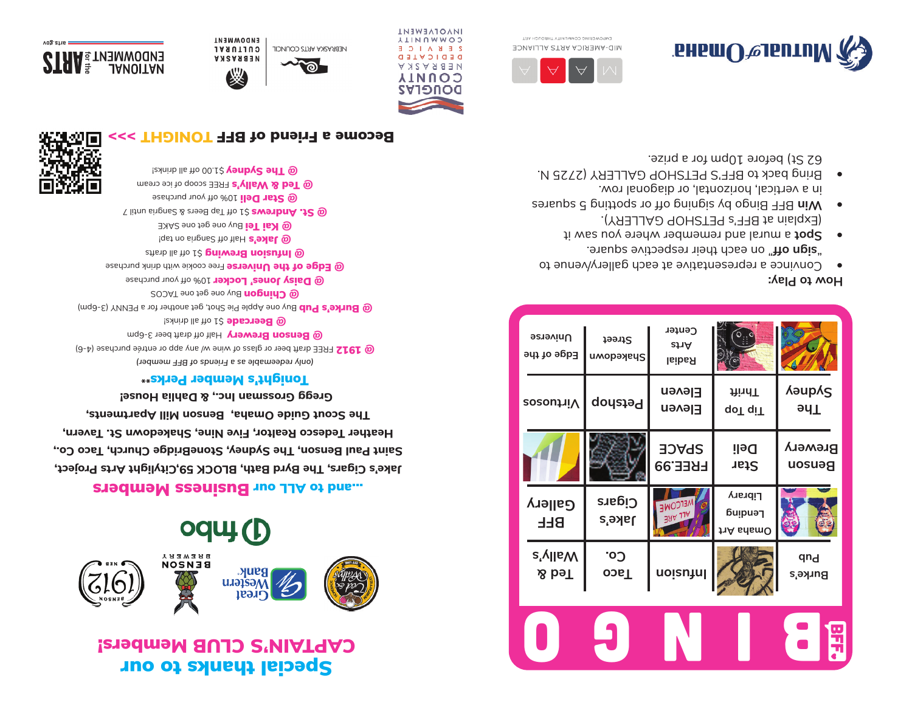| B | I | N | G | O |
|---|---|---|---|---|
| Burke's Pub | | Infusion | Taco Co. | Ted & Wally's |
| | Omaha Art Lending Library | | Jake's Cigars | BFF Gallery |
| Benson Brewery | Star Deli | FREE 99 SPACE | | |
| The Sydney | Tip Top Thrift | Eleven Eleven | Petshop | Virtuosos |
| | | Radial Arts Center | Shakedown Street | Edge of the Universe |

## How to Play:

- Convince a representative at each gallery/venue to "**sign off**" on each their respective square.
- **Spot** a mural and remember where you saw it (Explain at BFF's PETSHOP GALLERY).
- **Win** BFF Bingo by signing off or spotting 5 squares in a vertical, horizontal, or diagonal row.
- Bring back to BFF'S PETSHOP GALLERY (2725 N. 62 St) before 10pm for a prize.

Mutual of Omaha

MID-AMERICA ARTS ALLIANCE
EMPOWERING COMMUNITY THROUGH ART

DOUGLAS COUNTY NEBRASKA DEDICATED SERVICE COMMUNITY INVOLVEMENT

NEBRASKA ARTS COUNCIL

NEBRASKA CULTURAL ENDOWMENT

NATIONAL ENDOWMENT for the ARTS
arts.gov

## Special thanks to our CAPTAIN'S CLUB Members!

Ted & Wally's

Great Western Bank

Benson Brewery

1912 Benson

fnbo

## ...and to ALL our Business Members

Jake's Cigars, The Byrd Bath, BLOCK 59, Citylight Arts Project, Saint Paul Benson, The Sydney, StoneBridge Church, Taco Co., Heather Tedesco Realtor, Five Nine, Shakedown St. Tavern, The Scout Guide Omaha, Benson Mill Apartments, Gregg Grossman Inc., & Dahlia House!

### Tonight's Member Perks**

(only redeemable as a Friends of BFF member)

@ **1912** FREE draft beer or glass of wine w/ any app or entrée purchase (4-6)
@ **Benson Brewery** Half off draft beer 3-6pm
@ **Beercade** $1 off all drinks!
@ **Burke's Pub** Buy one Apple Pie Shot, get another for a PENNY (3-6pm)
@ **Chingon** Buy one get one TACOS
@ **Daisy Jones' Locker** 10% off your purchase
@ **Edge of the Universe** Free cookie with drink purchase
@ **Infusion Brewing** $1 off all drafts
@ **Jake's** Half off Sangria on tap!
@ **Kai Tei** Buy one get one SAKE
@ **St. Andrews** $1 off Tap Beers & Sangria until 7
@ **Star Deli** 10% off your purchase
@ **Ted & Wally's** FREE scoop of ice cream
@ **The Sydney** $1.00 off all drinks!

**Become a Friend of BFF TONIGHT >>>**